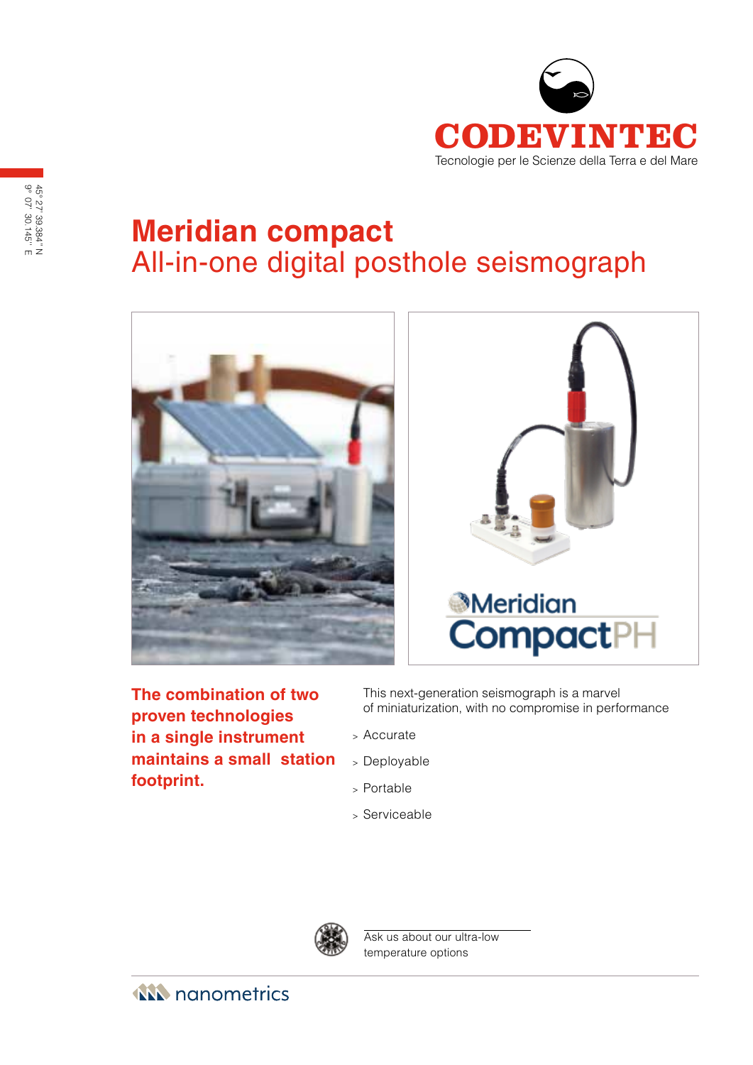CODEVINTEC

Tecnologie per le Scienze della Terra e del Mare

45° 27' 39.384" N
9° 07' 30.145" E

# Meridian compact

## All-in-one digital posthole seismograph

**The combination of two proven technologies in a single instrument maintains a small station footprint.**

This next-generation seismograph is a marvel of miniaturization, with no compromise in performance

- Accurate
- Deployable
- Portable
- Serviceable

Ask us about our ultra-low temperature options

nanometrics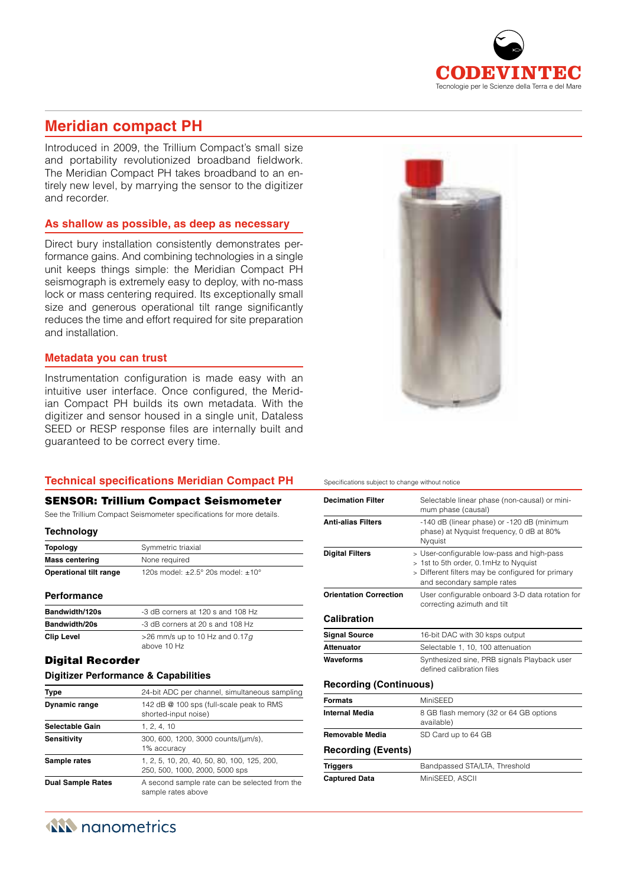# Meridian compact PH

Introduced in 2009, the Trillium Compact's small size and portability revolutionized broadband fieldwork. The Meridian Compact PH takes broadband to an entirely new level, by marrying the sensor to the digitizer and recorder.

## As shallow as possible, as deep as necessary

Direct bury installation consistently demonstrates performance gains. And combining technologies in a single unit keeps things simple: the Meridian Compact PH seismograph is extremely easy to deploy, with no-mass lock or mass centering required. Its exceptionally small size and generous operational tilt range significantly reduces the time and effort required for site preparation and installation.

## Metadata you can trust

Instrumentation configuration is made easy with an intuitive user interface. Once configured, the Meridian Compact PH builds its own metadata. With the digitizer and sensor housed in a single unit, Dataless SEED or RESP response files are internally built and guaranteed to be correct every time.

## Technical specifications Meridian Compact PH

Specifications subject to change without notice

### SENSOR: Trillium Compact Seismometer

See the Trillium Compact Seismometer specifications for more details.

#### Technology

| | |
|---|---|
| **Topology** | Symmetric triaxial |
| **Mass centering** | None required |
| **Operational tilt range** | 120s model: ±2.5° 20s model: ±10° |

#### Performance

| | |
|---|---|
| **Bandwidth/120s** | -3 dB corners at 120 s and 108 Hz |
| **Bandwidth/20s** | -3 dB corners at 20 s and 108 Hz |
| **Clip Level** | >26 mm/s up to 10 Hz and 0.17*g* above 10 Hz |

### Digital Recorder

#### Digitizer Performance & Capabilities

| | |
|---|---|
| **Type** | 24-bit ADC per channel, simultaneous sampling |
| **Dynamic range** | 142 dB @ 100 sps (full-scale peak to RMS shorted-input noise) |
| **Selectable Gain** | 1, 2, 4, 10 |
| **Sensitivity** | 300, 600, 1200, 3000 counts/(μm/s), 1% accuracy |
| **Sample rates** | 1, 2, 5, 10, 20, 40, 50, 80, 100, 125, 200, 250, 500, 1000, 2000, 5000 sps |
| **Dual Sample Rates** | A second sample rate can be selected from the sample rates above |
| **Decimation Filter** | Selectable linear phase (non-causal) or minimum phase (causal) |
| **Anti-alias Filters** | -140 dB (linear phase) or -120 dB (minimum phase) at Nyquist frequency, 0 dB at 80% Nyquist |
| **Digital Filters** | > User-configurable low-pass and high-pass > 1st to 5th order, 0.1mHz to Nyquist > Different filters may be configured for primary and secondary sample rates |
| **Orientation Correction** | User configurable onboard 3-D data rotation for correcting azimuth and tilt |

#### Calibration

| | |
|---|---|
| **Signal Source** | 16-bit DAC with 30 ksps output |
| **Attenuator** | Selectable 1, 10, 100 attenuation |
| **Waveforms** | Synthesized sine, PRB signals Playback user defined calibration files |

#### Recording (Continuous)

| | |
|---|---|
| **Formats** | MiniSEED |
| **Internal Media** | 8 GB flash memory (32 or 64 GB options available) |
| **Removable Media** | SD Card up to 64 GB |

#### Recording (Events)

| | |
|---|---|
| **Triggers** | Bandpassed STA/LTA, Threshold |
| **Captured Data** | MiniSEED, ASCII |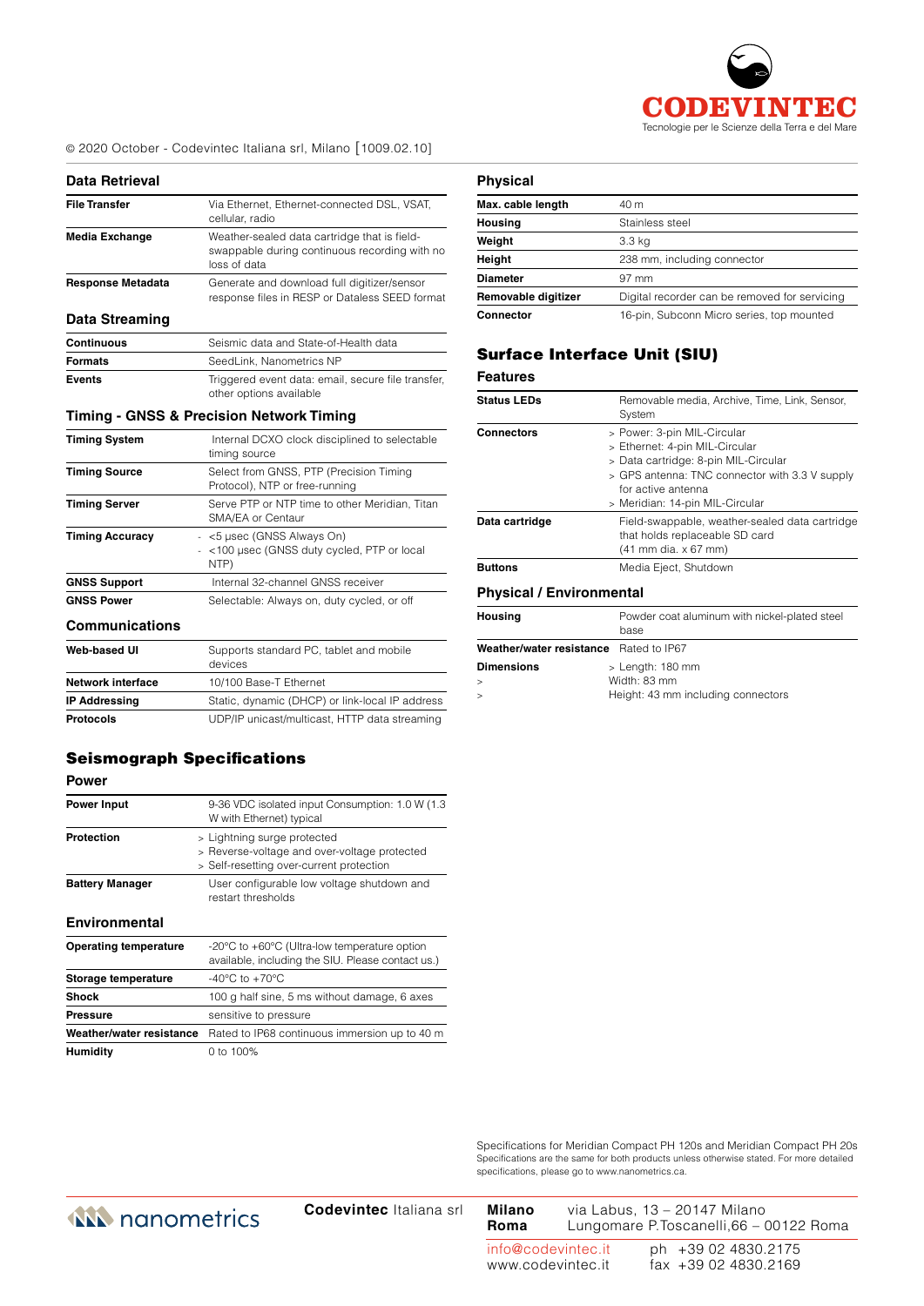CODEVINTEC

Tecnologie per le Scienze della Terra e del Mare

© 2020 October - Codevintec Italiana srl, Milano [1009.02.10]

## Data Retrieval

| | |
|---|---|
| **File Transfer** | Via Ethernet, Ethernet-connected DSL, VSAT, cellular, radio |
| **Media Exchange** | Weather-sealed data cartridge that is field-swappable during continuous recording with no loss of data |
| **Response Metadata** | Generate and download full digitizer/sensor response files in RESP or Dataless SEED format |

## Data Streaming

| | |
|---|---|
| **Continuous** | Seismic data and State-of-Health data |
| **Formats** | SeedLink, Nanometrics NP |
| **Events** | Triggered event data: email, secure file transfer, other options available |

## Timing - GNSS & Precision Network Timing

| | |
|---|---|
| **Timing System** | Internal DCXO clock disciplined to selectable timing source |
| **Timing Source** | Select from GNSS, PTP (Precision Timing Protocol), NTP or free-running |
| **Timing Server** | Serve PTP or NTP time to other Meridian, Titan SMA/EA or Centaur |
| **Timing Accuracy** | - <5 µsec (GNSS Always On)<br>- <100 µsec (GNSS duty cycled, PTP or local NTP) |
| **GNSS Support** | Internal 32-channel GNSS receiver |
| **GNSS Power** | Selectable: Always on, duty cycled, or off |

## Communications

| | |
|---|---|
| **Web-based UI** | Supports standard PC, tablet and mobile devices |
| **Network interface** | 10/100 Base-T Ethernet |
| **IP Addressing** | Static, dynamic (DHCP) or link-local IP address |
| **Protocols** | UDP/IP unicast/multicast, HTTP data streaming |

# Seismograph Specifications

## Power

| | |
|---|---|
| **Power Input** | 9-36 VDC isolated input Consumption: 1.0 W (1.3 W with Ethernet) typical |
| **Protection** | > Lightning surge protected<br>> Reverse-voltage and over-voltage protected<br>> Self-resetting over-current protection |
| **Battery Manager** | User configurable low voltage shutdown and restart thresholds |

## Environmental

| | |
|---|---|
| **Operating temperature** | -20°C to +60°C (Ultra-low temperature option available, including the SIU. Please contact us.) |
| **Storage temperature** | -40°C to +70°C |
| **Shock** | 100 g half sine, 5 ms without damage, 6 axes |
| **Pressure** | sensitive to pressure |
| **Weather/water resistance** | Rated to IP68 continuous immersion up to 40 m |
| **Humidity** | 0 to 100% |

## Physical

| | |
|---|---|
| **Max. cable length** | 40 m |
| **Housing** | Stainless steel |
| **Weight** | 3.3 kg |
| **Height** | 238 mm, including connector |
| **Diameter** | 97 mm |
| **Removable digitizer** | Digital recorder can be removed for servicing |
| **Connector** | 16-pin, Subconn Micro series, top mounted |

# Surface Interface Unit (SIU)

## Features

| | |
|---|---|
| **Status LEDs** | Removable media, Archive, Time, Link, Sensor, System |
| **Connectors** | > Power: 3-pin MIL-Circular<br>> Ethernet: 4-pin MIL-Circular<br>> Data cartridge: 8-pin MIL-Circular<br>> GPS antenna: TNC connector with 3.3 V supply for active antenna<br>> Meridian: 14-pin MIL-Circular |
| **Data cartridge** | Field-swappable, weather-sealed data cartridge that holds replaceable SD card (41 mm dia. x 67 mm) |
| **Buttons** | Media Eject, Shutdown |

## Physical / Environmental

| | |
|---|---|
| **Housing** | Powder coat aluminum with nickel-plated steel base |
| **Weather/water resistance** | Rated to IP67 |
| **Dimensions** | > Length: 180 mm<br>> Width: 83 mm<br>> Height: 43 mm including connectors |

Specifications for Meridian Compact PH 120s and Meridian Compact PH 20s
Specifications are the same for both products unless otherwise stated. For more detailed specifications, please go to www.nanometrics.ca.

nanometrics

**Codevintec** Italiana srl

**Milano** via Labus, 13 – 20147 Milano
**Roma** Lungomare P.Toscanelli,66 – 00122 Roma

info@codevintec.it
www.codevintec.it

ph +39 02 4830.2175
fax +39 02 4830.2169